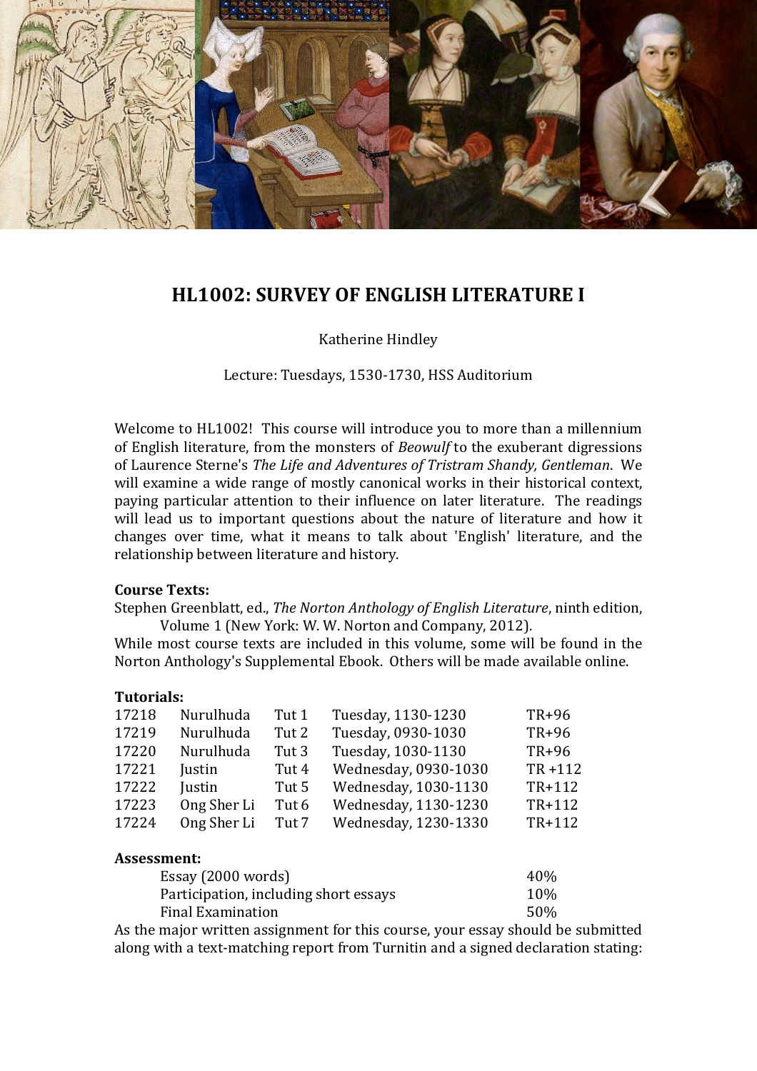# HL1002: SURVEY OF ENGLISH LITERATURE I

Katherine Hindley

Lecture: Tuesdays, 1530-1730, HSS Auditorium

Welcome to HL1002! This course will introduce you to more than a millennium of English literature, from the monsters of *Beowulf* to the exuberant digressions of Laurence Sterne's *The Life and Adventures of Tristram Shandy, Gentleman*. We will examine a wide range of mostly canonical works in their historical context, paying particular attention to their influence on later literature. The readings will lead us to important questions about the nature of literature and how it changes over time, what it means to talk about 'English' literature, and the relationship between literature and history.

**Course Texts:**

Stephen Greenblatt, ed., *The Norton Anthology of English Literature*, ninth edition, Volume 1 (New York: W. W. Norton and Company, 2012).

While most course texts are included in this volume, some will be found in the Norton Anthology's Supplemental Ebook. Others will be made available online.

**Tutorials:**

| | | | | |
|---|---|---|---|---|
| 17218 | Nurulhuda | Tut 1 | Tuesday, 1130-1230 | TR+96 |
| 17219 | Nurulhuda | Tut 2 | Tuesday, 0930-1030 | TR+96 |
| 17220 | Nurulhuda | Tut 3 | Tuesday, 1030-1130 | TR+96 |
| 17221 | Justin | Tut 4 | Wednesday, 0930-1030 | TR +112 |
| 17222 | Justin | Tut 5 | Wednesday, 1030-1130 | TR+112 |
| 17223 | Ong Sher Li | Tut 6 | Wednesday, 1130-1230 | TR+112 |
| 17224 | Ong Sher Li | Tut 7 | Wednesday, 1230-1330 | TR+112 |

**Assessment:**

| | |
|---|---|
| Essay (2000 words) | 40% |
| Participation, including short essays | 10% |
| Final Examination | 50% |

As the major written assignment for this course, your essay should be submitted along with a text-matching report from Turnitin and a signed declaration stating: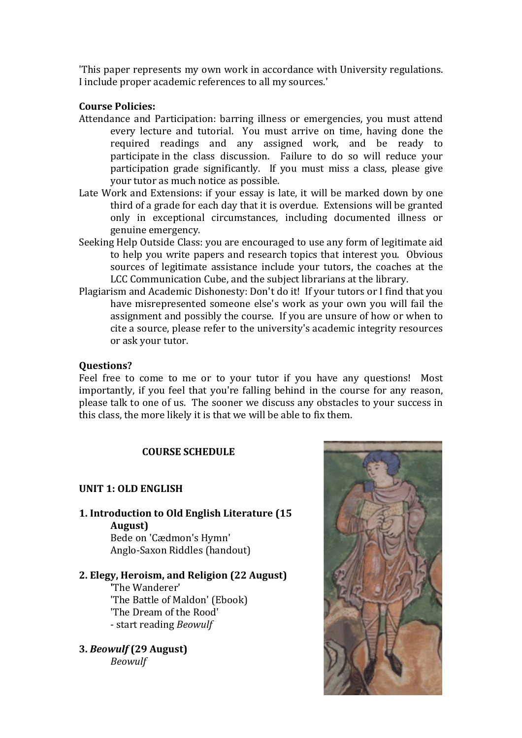'This paper represents my own work in accordance with University regulations. I include proper academic references to all my sources.'

**Course Policies:**

Attendance and Participation: barring illness or emergencies, you must attend every lecture and tutorial. You must arrive on time, having done the required readings and any assigned work, and be ready to participate in the class discussion. Failure to do so will reduce your participation grade significantly. If you must miss a class, please give your tutor as much notice as possible.

Late Work and Extensions: if your essay is late, it will be marked down by one third of a grade for each day that it is overdue. Extensions will be granted only in exceptional circumstances, including documented illness or genuine emergency.

Seeking Help Outside Class: you are encouraged to use any form of legitimate aid to help you write papers and research topics that interest you. Obvious sources of legitimate assistance include your tutors, the coaches at the LCC Communication Cube, and the subject librarians at the library.

Plagiarism and Academic Dishonesty: Don't do it! If your tutors or I find that you have misrepresented someone else's work as your own you will fail the assignment and possibly the course. If you are unsure of how or when to cite a source, please refer to the university's academic integrity resources or ask your tutor.

**Questions?**

Feel free to come to me or to your tutor if you have any questions! Most importantly, if you feel that you're falling behind in the course for any reason, please talk to one of us. The sooner we discuss any obstacles to your success in this class, the more likely it is that we will be able to fix them.

## COURSE SCHEDULE

### UNIT 1: OLD ENGLISH

**1. Introduction to Old English Literature (15 August)**

Bede on 'Cædmon's Hymn'
Anglo-Saxon Riddles (handout)

**2. Elegy, Heroism, and Religion (22 August)**

'The Wanderer'
'The Battle of Maldon' (Ebook)
'The Dream of the Rood'
- start reading *Beowulf*

**3. *Beowulf* (29 August)**

*Beowulf*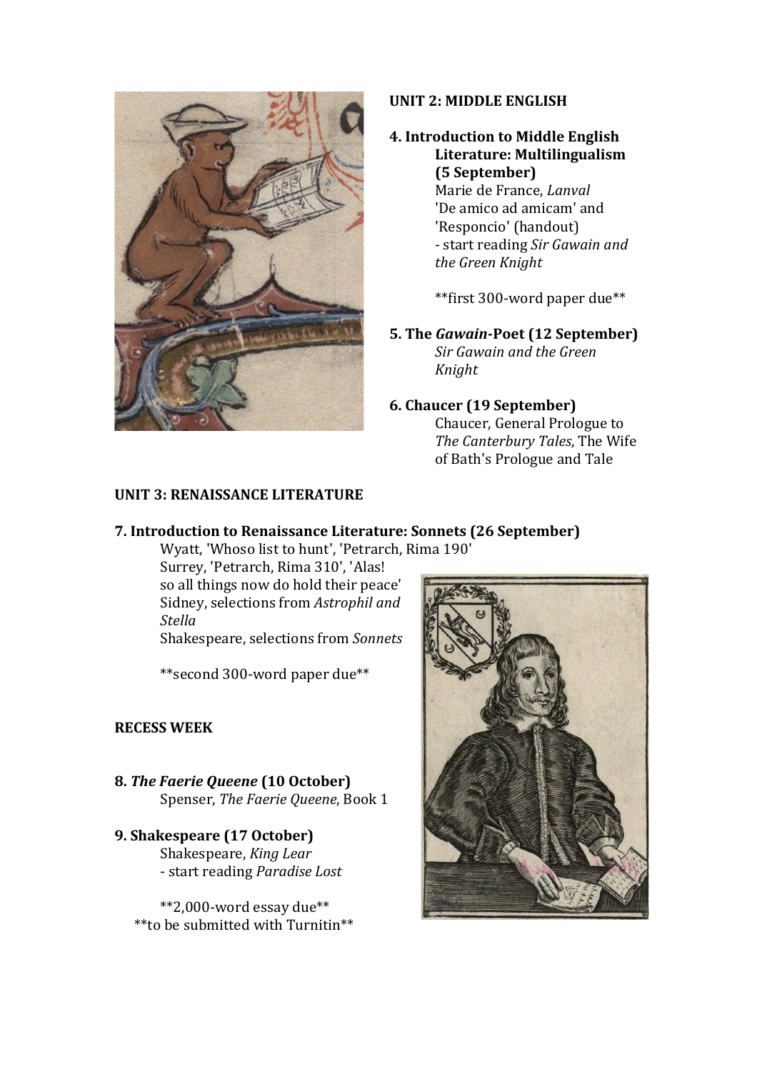## UNIT 2: MIDDLE ENGLISH

### 4. Introduction to Middle English Literature: Multilingualism (5 September)

Marie de France, *Lanval*
'De amico ad amicam' and 'Responcio' (handout)
- start reading *Sir Gawain and the Green Knight*

**first 300-word paper due**

### 5. The *Gawain*-Poet (12 September)

*Sir Gawain and the Green Knight*

### 6. Chaucer (19 September)

Chaucer, General Prologue to *The Canterbury Tales*, The Wife of Bath's Prologue and Tale

## UNIT 3: RENAISSANCE LITERATURE

### 7. Introduction to Renaissance Literature: Sonnets (26 September)

Wyatt, 'Whoso list to hunt', 'Petrarch, Rima 190'
Surrey, 'Petrarch, Rima 310', 'Alas! so all things now do hold their peace'
Sidney, selections from *Astrophil and Stella*
Shakespeare, selections from *Sonnets*

**second 300-word paper due**

## RECESS WEEK

### 8. *The Faerie Queene* (10 October)

Spenser, *The Faerie Queene*, Book 1

### 9. Shakespeare (17 October)

Shakespeare, *King Lear*
- start reading *Paradise Lost*

**2,000-word essay due**
**to be submitted with Turnitin**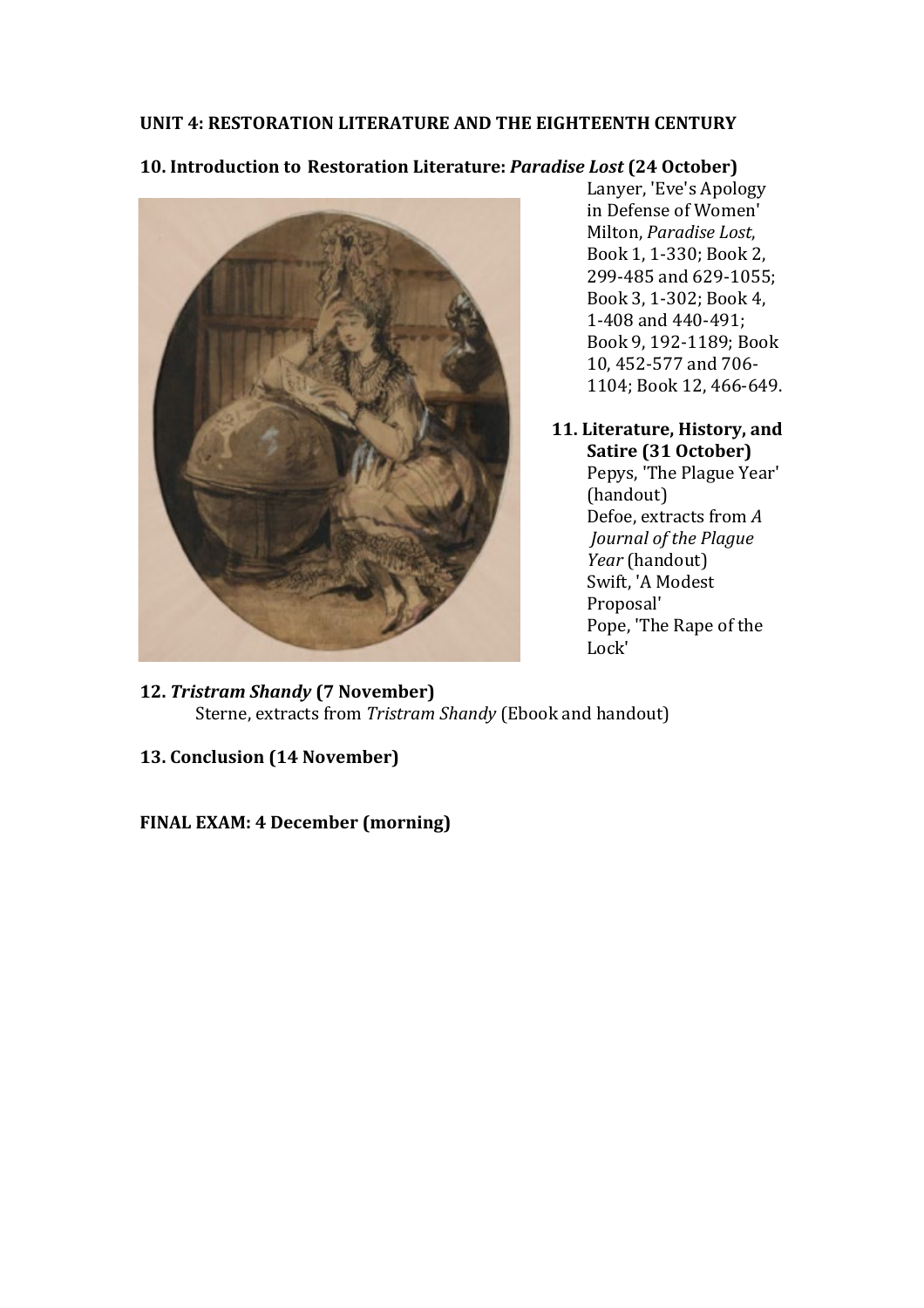**UNIT 4: RESTORATION LITERATURE AND THE EIGHTEENTH CENTURY**

**10. Introduction to Restoration Literature: *Paradise Lost* (24 October)**

Lanyer, 'Eve's Apology in Defense of Women'
Milton, *Paradise Lost*, Book 1, 1-330; Book 2, 299-485 and 629-1055; Book 3, 1-302; Book 4, 1-408 and 440-491; Book 9, 192-1189; Book 10, 452-577 and 706-1104; Book 12, 466-649.

**11. Literature, History, and Satire (31 October)**

Pepys, 'The Plague Year' (handout)
Defoe, extracts from *A Journal of the Plague Year* (handout)
Swift, 'A Modest Proposal'
Pope, 'The Rape of the Lock'

**12. *Tristram Shandy* (7 November)**

Sterne, extracts from *Tristram Shandy* (Ebook and handout)

**13. Conclusion (14 November)**

**FINAL EXAM: 4 December (morning)**